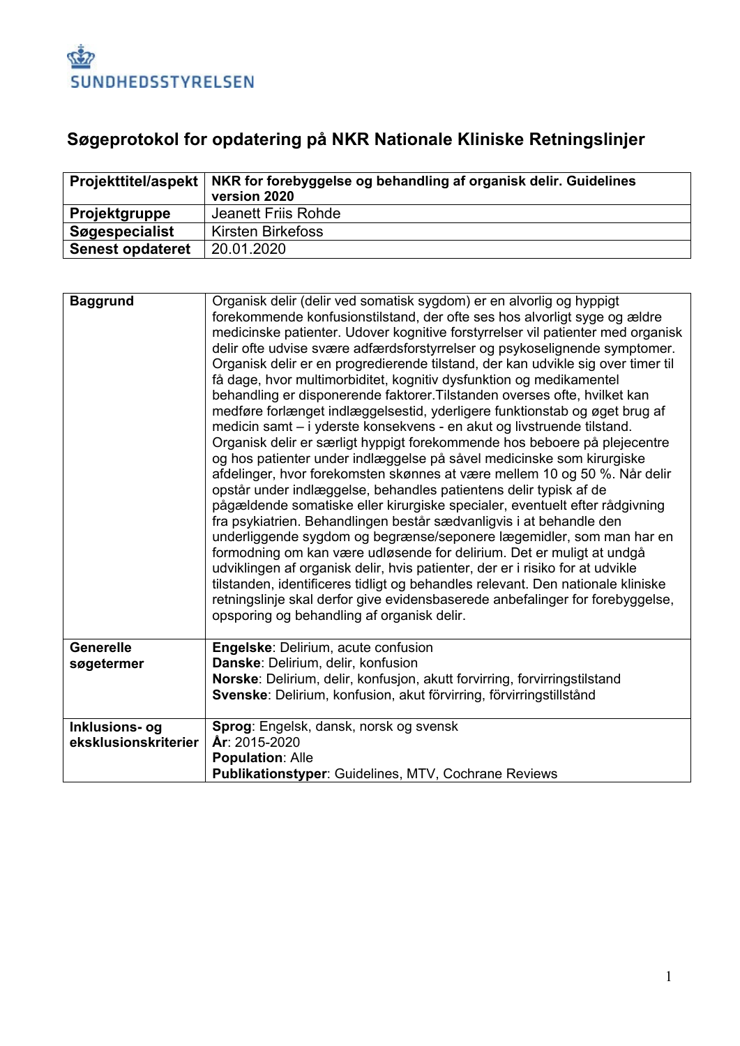SUNDHEDSSTYRELSEN

# Søgeprotokol for opdatering på NKR Nationale Kliniske Retningslinjer

| **Projekttitel/aspekt** | **NKR for forebyggelse og behandling af organisk delir. Guidelines version 2020** |
|---|---|
| **Projektgruppe** | Jeanett Friis Rohde |
| **Søgespecialist** | Kirsten Birkefoss |
| **Senest opdateret** | 20.01.2020 |

| **Baggrund** | Organisk delir (delir ved somatisk sygdom) er en alvorlig og hyppigt forekommende konfusionstilstand, der ofte ses hos alvorligt syge og ældre medicinske patienter. Udover kognitive forstyrrelser vil patienter med organisk delir ofte udvise svære adfærdsforstyrrelser og psykoselignende symptomer. Organisk delir er en progredierende tilstand, der kan udvikle sig over timer til få dage, hvor multimorbiditet, kognitiv dysfunktion og medikamentel behandling er disponerende faktorer.Tilstanden overses ofte, hvilket kan medføre forlænget indlæggelsestid, yderligere funktionstab og øget brug af medicin samt – i yderste konsekvens - en akut og livstruende tilstand. Organisk delir er særligt hyppigt forekommende hos beboere på plejecentre og hos patienter under indlæggelse på såvel medicinske som kirurgiske afdelinger, hvor forekomsten skønnes at være mellem 10 og 50 %. Når delir opstår under indlæggelse, behandles patientens delir typisk af de pågældende somatiske eller kirurgiske specialer, eventuelt efter rådgivning fra psykiatrien. Behandlingen består sædvanligvis i at behandle den underliggende sygdom og begrænse/seponere lægemidler, som man har en formodning om kan være udløsende for delirium. Det er muligt at undgå udviklingen af organisk delir, hvis patienter, der er i risiko for at udvikle tilstanden, identificeres tidligt og behandles relevant. Den nationale kliniske retningslinje skal derfor give evidensbaserede anbefalinger for forebyggelse, opsporing og behandling af organisk delir. |
|---|---|
| **Generelle søgetermer** | **Engelske**: Delirium, acute confusion<br>**Danske**: Delirium, delir, konfusion<br>**Norske**: Delirium, delir, konfusjon, akutt forvirring, forvirringstilstand<br>**Svenske**: Delirium, konfusion, akut förvirring, förvirringstillstånd |
| **Inklusions- og eksklusionskriterier** | **Sprog**: Engelsk, dansk, norsk og svensk<br>**År**: 2015-2020<br>**Population**: Alle<br>**Publikationstyper**: Guidelines, MTV, Cochrane Reviews |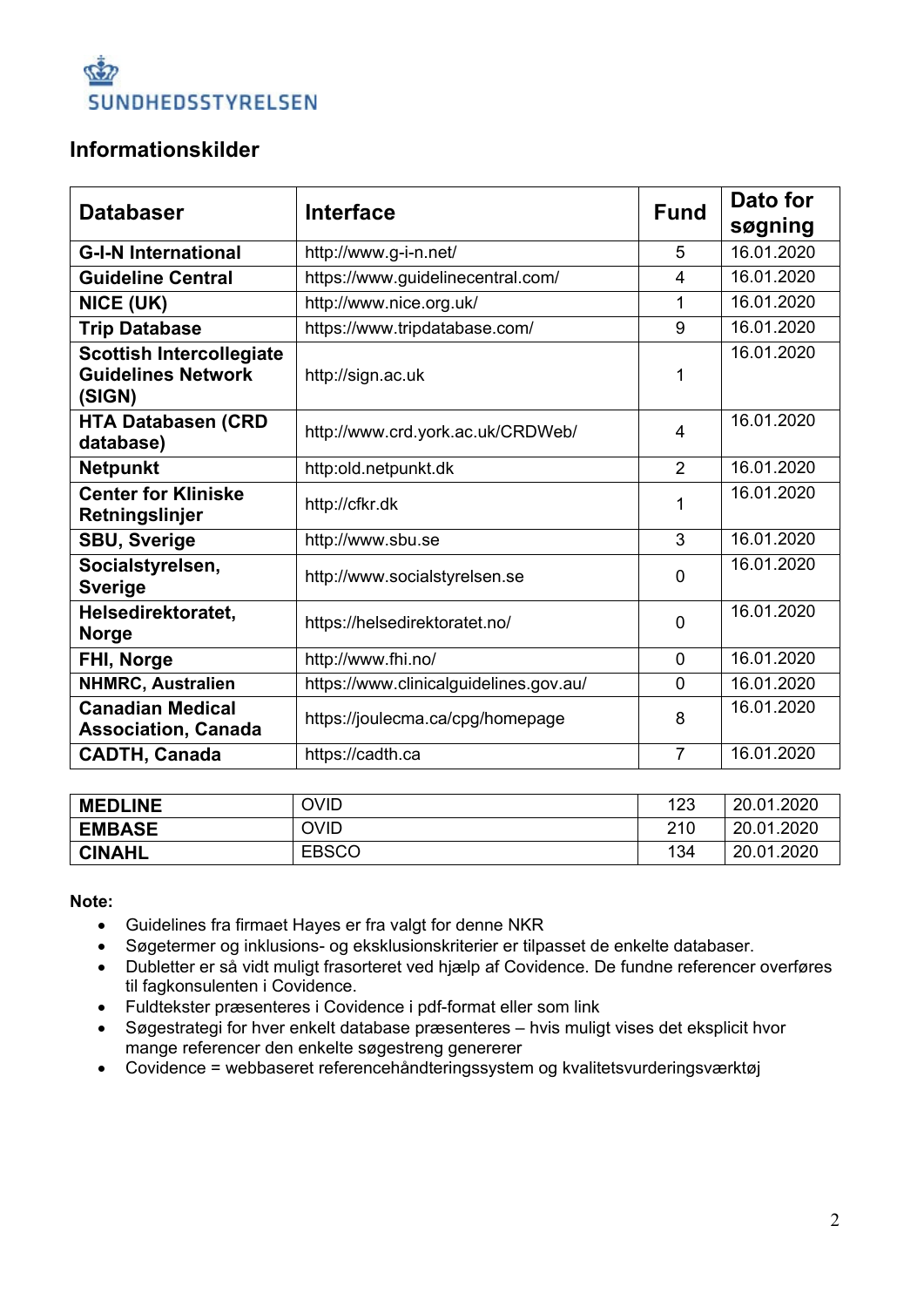## Informationskilder

| Databaser | Interface | Fund | Dato for søgning |
|---|---|---|---|
| **G-I-N International** | http://www.g-i-n.net/ | 5 | 16.01.2020 |
| **Guideline Central** | https://www.guidelinecentral.com/ | 4 | 16.01.2020 |
| **NICE (UK)** | http://www.nice.org.uk/ | 1 | 16.01.2020 |
| **Trip Database** | https://www.tripdatabase.com/ | 9 | 16.01.2020 |
| **Scottish Intercollegiate Guidelines Network (SIGN)** | http://sign.ac.uk | 1 | 16.01.2020 |
| **HTA Databasen (CRD database)** | http://www.crd.york.ac.uk/CRDWeb/ | 4 | 16.01.2020 |
| **Netpunkt** | http:old.netpunkt.dk | 2 | 16.01.2020 |
| **Center for Kliniske Retningslinjer** | http://cfkr.dk | 1 | 16.01.2020 |
| **SBU, Sverige** | http://www.sbu.se | 3 | 16.01.2020 |
| **Socialstyrelsen, Sverige** | http://www.socialstyrelsen.se | 0 | 16.01.2020 |
| **Helsedirektoratet, Norge** | https://helsedirektoratet.no/ | 0 | 16.01.2020 |
| **FHI, Norge** | http://www.fhi.no/ | 0 | 16.01.2020 |
| **NHMRC, Australien** | https://www.clinicalguidelines.gov.au/ | 0 | 16.01.2020 |
| **Canadian Medical Association, Canada** | https://joulecma.ca/cpg/homepage | 8 | 16.01.2020 |
| **CADTH, Canada** | https://cadth.ca | 7 | 16.01.2020 |

| | | | |
|---|---|---|---|
| **MEDLINE** | OVID | 123 | 20.01.2020 |
| **EMBASE** | OVID | 210 | 20.01.2020 |
| **CINAHL** | EBSCO | 134 | 20.01.2020 |

**Note:**

- Guidelines fra firmaet Hayes er fra valgt for denne NKR
- Søgetermer og inklusions- og eksklusionskriterier er tilpasset de enkelte databaser.
- Dubletter er så vidt muligt frasorteret ved hjælp af Covidence. De fundne referencer overføres til fagkonsulenten i Covidence.
- Fuldtekster præsenteres i Covidence i pdf-format eller som link
- Søgestrategi for hver enkelt database præsenteres – hvis muligt vises det eksplicit hvor mange referencer den enkelte søgestreng genererer
- Covidence = webbaseret referencehåndteringssystem og kvalitetsvurderingsværktøj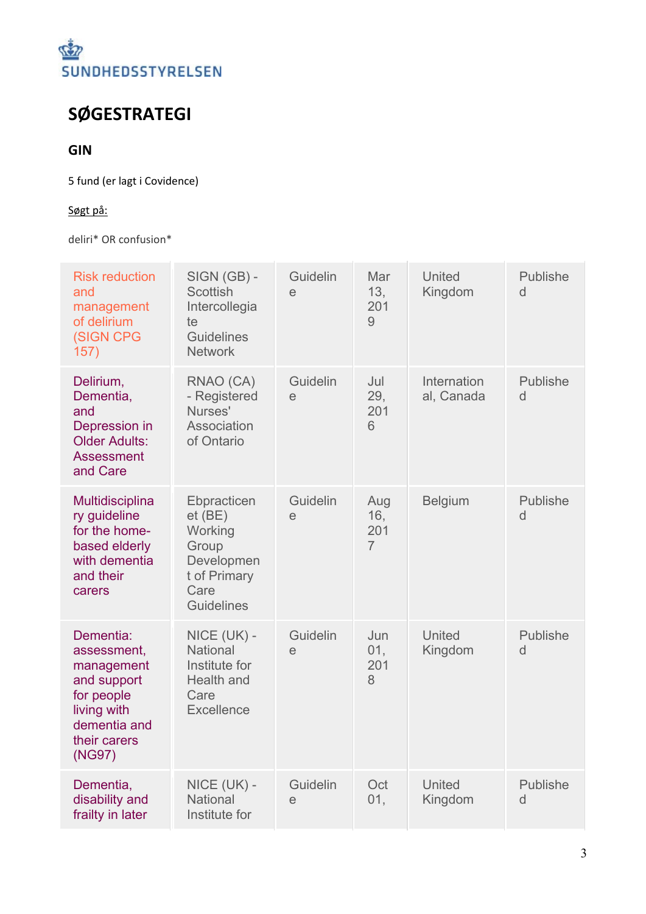SUNDHEDSSTYRELSEN

# SØGESTRATEGI

## GIN

5 fund (er lagt i Covidence)

Søgt på:

deliri* OR confusion*

| | | | | | |
|---|---|---|---|---|---|
| Risk reduction and management of delirium (SIGN CPG 157) | SIGN (GB) - Scottish Intercollegiate Guidelines Network | Guideline | Mar 13, 2019 | United Kingdom | Published |
| Delirium, Dementia, and Depression in Older Adults: Assessment and Care | RNAO (CA) - Registered Nurses' Association of Ontario | Guideline | Jul 29, 2016 | International, Canada | Published |
| Multidisciplinary guideline for the home-based elderly with dementia and their carers | Ebpracticenet (BE) Working Group Development of Primary Care Guidelines | Guideline | Aug 16, 2017 | Belgium | Published |
| Dementia: assessment, management and support for people living with dementia and their carers (NG97) | NICE (UK) - National Institute for Health and Care Excellence | Guideline | Jun 01, 2018 | United Kingdom | Published |
| Dementia, disability and frailty in later | NICE (UK) - National Institute for | Guideline | Oct 01, | United Kingdom | Published |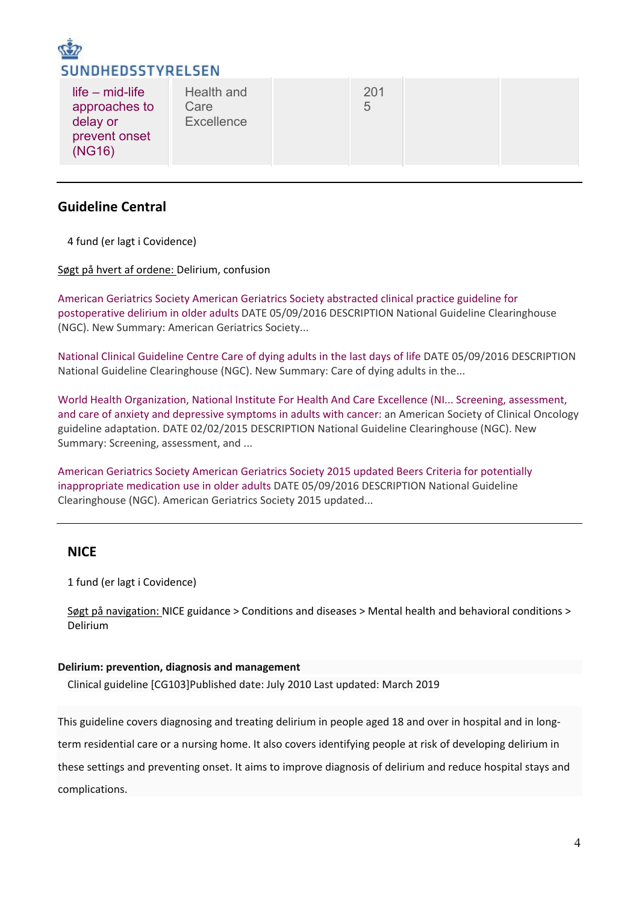| life – mid-life approaches to delay or prevent onset (NG16) | Health and Care Excellence | | 2015 | | |
|---|---|---|---|---|---|

## Guideline Central

4 fund (er lagt i Covidence)

Søgt på hvert af ordene: Delirium, confusion

American Geriatrics Society American Geriatrics Society abstracted clinical practice guideline for postoperative delirium in older adults DATE 05/09/2016 DESCRIPTION National Guideline Clearinghouse (NGC). New Summary: American Geriatrics Society...

National Clinical Guideline Centre Care of dying adults in the last days of life DATE 05/09/2016 DESCRIPTION National Guideline Clearinghouse (NGC). New Summary: Care of dying adults in the...

World Health Organization, National Institute For Health And Care Excellence (NI... Screening, assessment, and care of anxiety and depressive symptoms in adults with cancer: an American Society of Clinical Oncology guideline adaptation. DATE 02/02/2015 DESCRIPTION National Guideline Clearinghouse (NGC). New Summary: Screening, assessment, and ...

American Geriatrics Society American Geriatrics Society 2015 updated Beers Criteria for potentially inappropriate medication use in older adults DATE 05/09/2016 DESCRIPTION National Guideline Clearinghouse (NGC). American Geriatrics Society 2015 updated...

## NICE

1 fund (er lagt i Covidence)

Søgt på navigation: NICE guidance > Conditions and diseases > Mental health and behavioral conditions > Delirium

**Delirium: prevention, diagnosis and management**

Clinical guideline [CG103]Published date: July 2010 Last updated: March 2019

This guideline covers diagnosing and treating delirium in people aged 18 and over in hospital and in long-term residential care or a nursing home. It also covers identifying people at risk of developing delirium in these settings and preventing onset. It aims to improve diagnosis of delirium and reduce hospital stays and complications.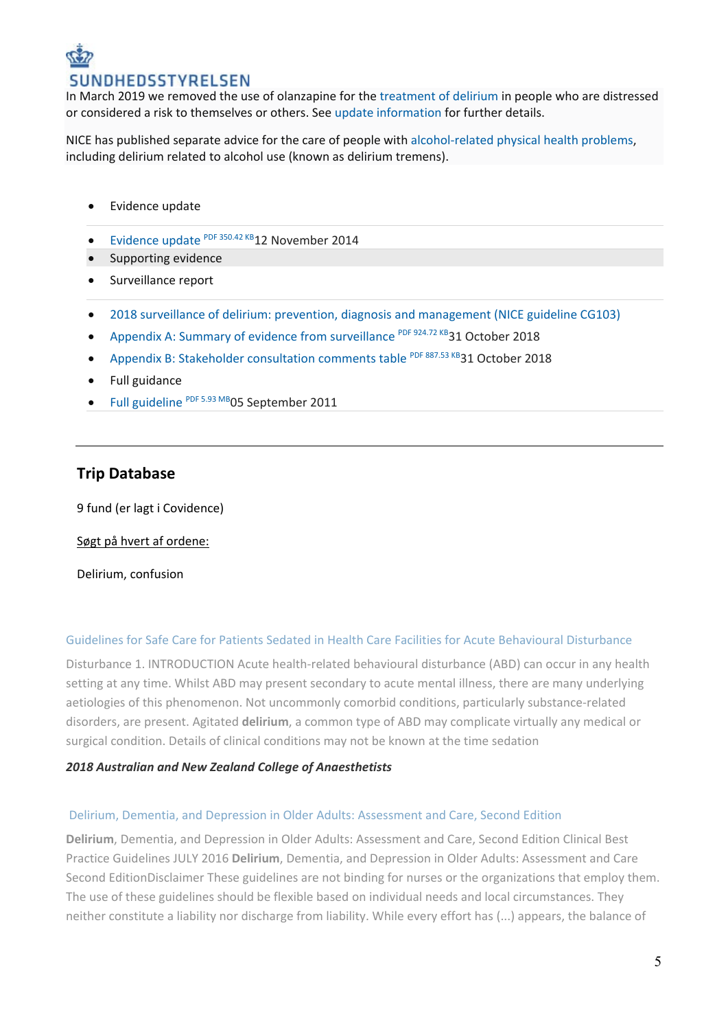SUNDHEDSSTYRELSEN

In March 2019 we removed the use of olanzapine for the treatment of delirium in people who are distressed or considered a risk to themselves or others. See update information for further details.

NICE has published separate advice for the care of people with alcohol-related physical health problems, including delirium related to alcohol use (known as delirium tremens).

- Evidence update
- Evidence update PDF 350.42 KB 12 November 2014
- Supporting evidence
- Surveillance report
- 2018 surveillance of delirium: prevention, diagnosis and management (NICE guideline CG103)
- Appendix A: Summary of evidence from surveillance PDF 924.72 KB 31 October 2018
- Appendix B: Stakeholder consultation comments table PDF 887.53 KB 31 October 2018
- Full guidance
- Full guideline PDF 5.93 MB 05 September 2011

---

## Trip Database

9 fund (er lagt i Covidence)

Søgt på hvert af ordene:

Delirium, confusion

Guidelines for Safe Care for Patients Sedated in Health Care Facilities for Acute Behavioural Disturbance

Disturbance 1. INTRODUCTION Acute health-related behavioural disturbance (ABD) can occur in any health setting at any time. Whilst ABD may present secondary to acute mental illness, there are many underlying aetiologies of this phenomenon. Not uncommonly comorbid conditions, particularly substance-related disorders, are present. Agitated **delirium**, a common type of ABD may complicate virtually any medical or surgical condition. Details of clinical conditions may not be known at the time sedation

***2018 Australian and New Zealand College of Anaesthetists***

Delirium, Dementia, and Depression in Older Adults: Assessment and Care, Second Edition

**Delirium**, Dementia, and Depression in Older Adults: Assessment and Care, Second Edition Clinical Best Practice Guidelines JULY 2016 **Delirium**, Dementia, and Depression in Older Adults: Assessment and Care Second EditionDisclaimer These guidelines are not binding for nurses or the organizations that employ them. The use of these guidelines should be flexible based on individual needs and local circumstances. They neither constitute a liability nor discharge from liability. While every effort has (...) appears, the balance of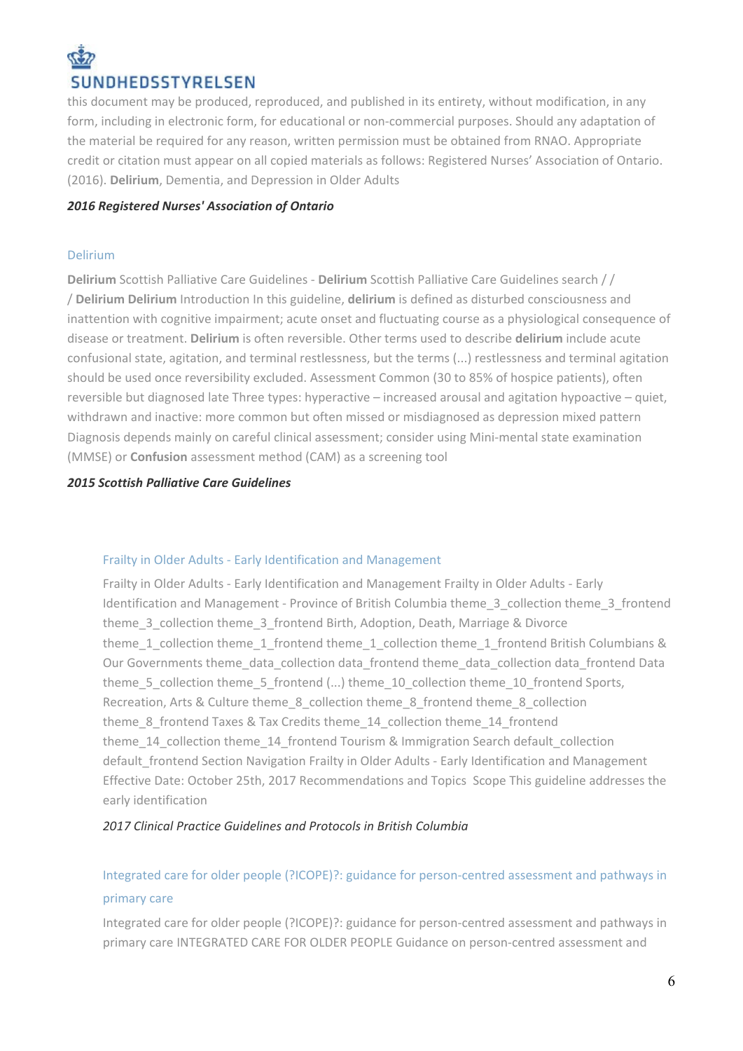this document may be produced, reproduced, and published in its entirety, without modification, in any form, including in electronic form, for educational or non-commercial purposes. Should any adaptation of the material be required for any reason, written permission must be obtained from RNAO. Appropriate credit or citation must appear on all copied materials as follows: Registered Nurses' Association of Ontario. (2016). **Delirium**, Dementia, and Depression in Older Adults

***2016 Registered Nurses' Association of Ontario***

Delirium

**Delirium** Scottish Palliative Care Guidelines - **Delirium** Scottish Palliative Care Guidelines search / / / **Delirium Delirium** Introduction In this guideline, **delirium** is defined as disturbed consciousness and inattention with cognitive impairment; acute onset and fluctuating course as a physiological consequence of disease or treatment. **Delirium** is often reversible. Other terms used to describe **delirium** include acute confusional state, agitation, and terminal restlessness, but the terms (...) restlessness and terminal agitation should be used once reversibility excluded. Assessment Common (30 to 85% of hospice patients), often reversible but diagnosed late Three types: hyperactive – increased arousal and agitation hypoactive – quiet, withdrawn and inactive: more common but often missed or misdiagnosed as depression mixed pattern Diagnosis depends mainly on careful clinical assessment; consider using Mini-mental state examination (MMSE) or **Confusion** assessment method (CAM) as a screening tool

***2015 Scottish Palliative Care Guidelines***

Frailty in Older Adults - Early Identification and Management

Frailty in Older Adults - Early Identification and Management Frailty in Older Adults - Early Identification and Management - Province of British Columbia theme_3_collection theme_3_frontend theme_3_collection theme_3_frontend Birth, Adoption, Death, Marriage & Divorce theme_1_collection theme_1_frontend theme_1_collection theme_1_frontend British Columbians & Our Governments theme_data_collection data_frontend theme_data_collection data_frontend Data theme_5_collection theme_5_frontend (...) theme_10_collection theme_10_frontend Sports, Recreation, Arts & Culture theme_8_collection theme_8_frontend theme_8_collection theme_8_frontend Taxes & Tax Credits theme_14_collection theme_14_frontend theme_14_collection theme_14_frontend Tourism & Immigration Search default_collection default_frontend Section Navigation Frailty in Older Adults - Early Identification and Management Effective Date: October 25th, 2017 Recommendations and Topics  Scope This guideline addresses the early identification

*2017 Clinical Practice Guidelines and Protocols in British Columbia*

Integrated care for older people (?ICOPE)?: guidance for person-centred assessment and pathways in primary care

Integrated care for older people (?ICOPE)?: guidance for person-centred assessment and pathways in primary care INTEGRATED CARE FOR OLDER PEOPLE Guidance on person-centred assessment and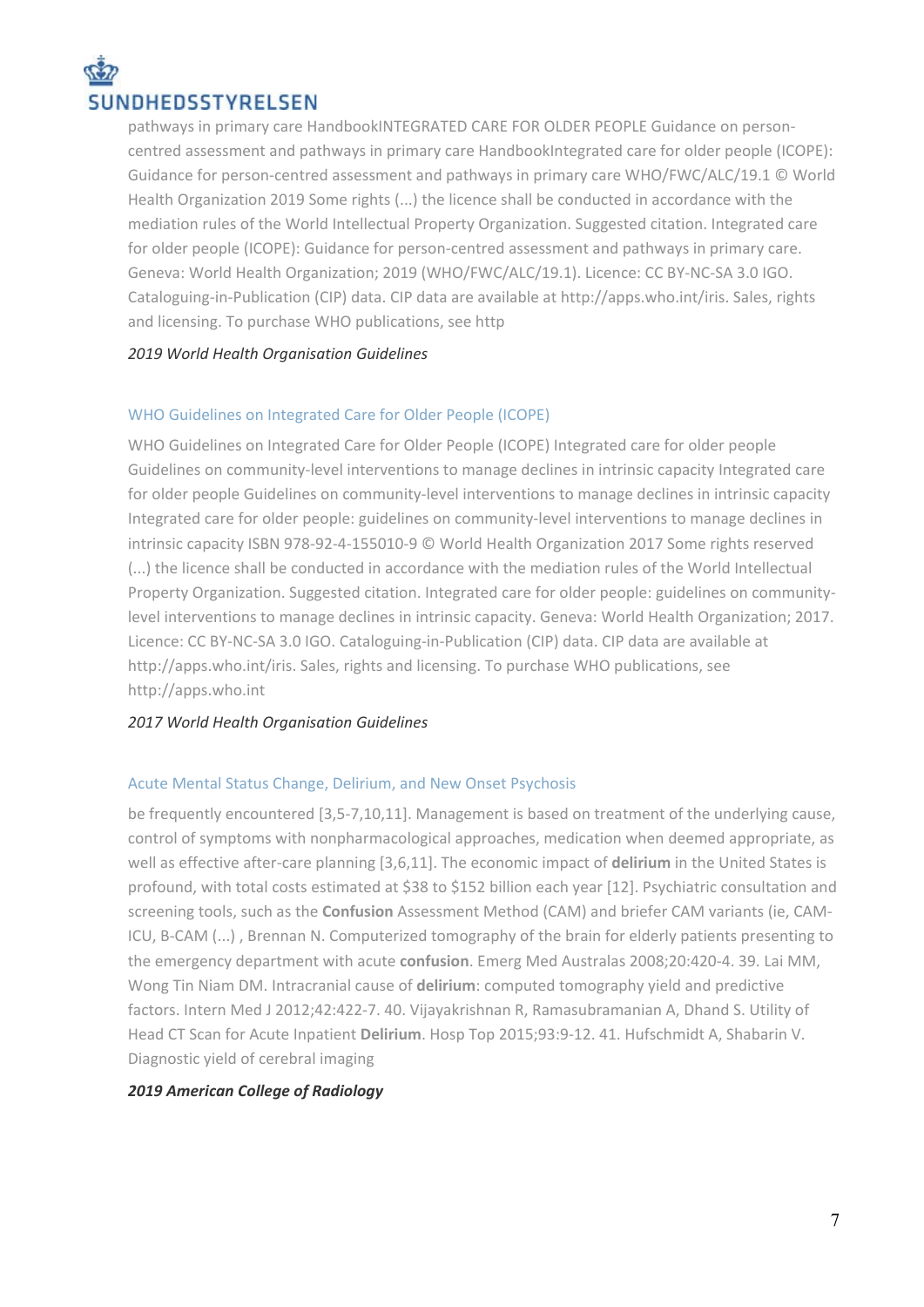pathways in primary care HandbookINTEGRATED CARE FOR OLDER PEOPLE Guidance on person-centred assessment and pathways in primary care HandbookIntegrated care for older people (ICOPE): Guidance for person-centred assessment and pathways in primary care WHO/FWC/ALC/19.1 © World Health Organization 2019 Some rights (...) the licence shall be conducted in accordance with the mediation rules of the World Intellectual Property Organization. Suggested citation. Integrated care for older people (ICOPE): Guidance for person-centred assessment and pathways in primary care. Geneva: World Health Organization; 2019 (WHO/FWC/ALC/19.1). Licence: CC BY-NC-SA 3.0 IGO. Cataloguing-in-Publication (CIP) data. CIP data are available at http://apps.who.int/iris. Sales, rights and licensing. To purchase WHO publications, see http

*2019 World Health Organisation Guidelines*

### WHO Guidelines on Integrated Care for Older People (ICOPE)

WHO Guidelines on Integrated Care for Older People (ICOPE) Integrated care for older people Guidelines on community-level interventions to manage declines in intrinsic capacity Integrated care for older people Guidelines on community-level interventions to manage declines in intrinsic capacity Integrated care for older people: guidelines on community-level interventions to manage declines in intrinsic capacity ISBN 978-92-4-155010-9 © World Health Organization 2017 Some rights reserved (...) the licence shall be conducted in accordance with the mediation rules of the World Intellectual Property Organization. Suggested citation. Integrated care for older people: guidelines on community-level interventions to manage declines in intrinsic capacity. Geneva: World Health Organization; 2017. Licence: CC BY-NC-SA 3.0 IGO. Cataloguing-in-Publication (CIP) data. CIP data are available at http://apps.who.int/iris. Sales, rights and licensing. To purchase WHO publications, see http://apps.who.int

*2017 World Health Organisation Guidelines*

### Acute Mental Status Change, Delirium, and New Onset Psychosis

be frequently encountered [3,5-7,10,11]. Management is based on treatment of the underlying cause, control of symptoms with nonpharmacological approaches, medication when deemed appropriate, as well as effective after-care planning [3,6,11]. The economic impact of **delirium** in the United States is profound, with total costs estimated at $38 to $152 billion each year [12]. Psychiatric consultation and screening tools, such as the **Confusion** Assessment Method (CAM) and briefer CAM variants (ie, CAM-ICU, B-CAM (...) , Brennan N. Computerized tomography of the brain for elderly patients presenting to the emergency department with acute **confusion**. Emerg Med Australas 2008;20:420-4. 39. Lai MM, Wong Tin Niam DM. Intracranial cause of **delirium**: computed tomography yield and predictive factors. Intern Med J 2012;42:422-7. 40. Vijayakrishnan R, Ramasubramanian A, Dhand S. Utility of Head CT Scan for Acute Inpatient **Delirium**. Hosp Top 2015;93:9-12. 41. Hufschmidt A, Shabarin V. Diagnostic yield of cerebral imaging

***2019 American College of Radiology***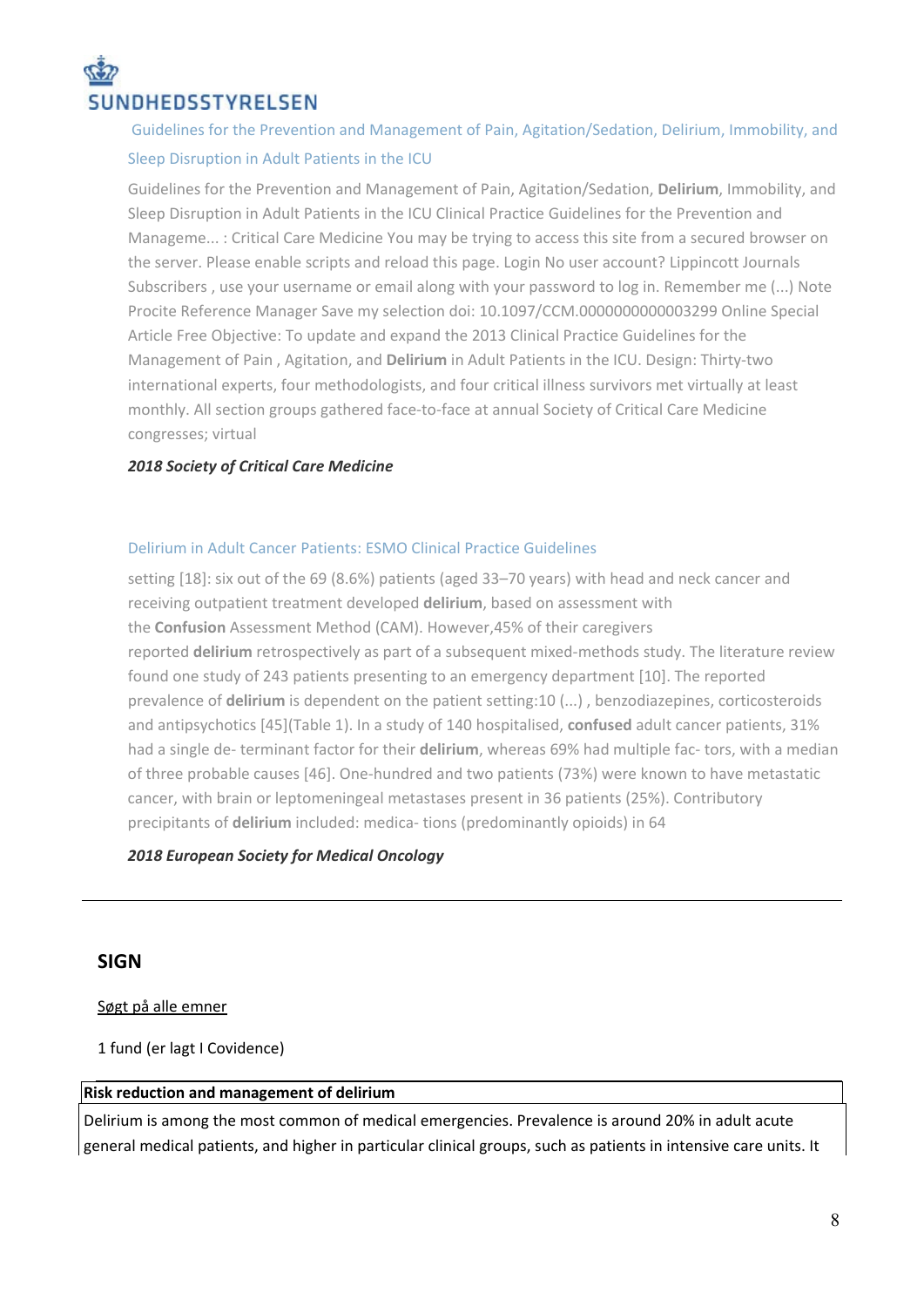**SUNDHEDSSTYRELSEN**

Guidelines for the Prevention and Management of Pain, Agitation/Sedation, Delirium, Immobility, and Sleep Disruption in Adult Patients in the ICU

Guidelines for the Prevention and Management of Pain, Agitation/Sedation, **Delirium**, Immobility, and Sleep Disruption in Adult Patients in the ICU Clinical Practice Guidelines for the Prevention and Manageme... : Critical Care Medicine You may be trying to access this site from a secured browser on the server. Please enable scripts and reload this page. Login No user account? Lippincott Journals Subscribers , use your username or email along with your password to log in. Remember me (...) Note Procite Reference Manager Save my selection doi: 10.1097/CCM.0000000000003299 Online Special Article Free Objective: To update and expand the 2013 Clinical Practice Guidelines for the Management of Pain , Agitation, and **Delirium** in Adult Patients in the ICU. Design: Thirty-two international experts, four methodologists, and four critical illness survivors met virtually at least monthly. All section groups gathered face-to-face at annual Society of Critical Care Medicine congresses; virtual

***2018 Society of Critical Care Medicine***

Delirium in Adult Cancer Patients: ESMO Clinical Practice Guidelines

setting [18]: six out of the 69 (8.6%) patients (aged 33–70 years) with head and neck cancer and receiving outpatient treatment developed **delirium**, based on assessment with the **Confusion** Assessment Method (CAM). However,45% of their caregivers reported **delirium** retrospectively as part of a subsequent mixed-methods study. The literature review found one study of 243 patients presenting to an emergency department [10]. The reported prevalence of **delirium** is dependent on the patient setting:10 (...) , benzodiazepines, corticosteroids and antipsychotics [45](Table 1). In a study of 140 hospitalised, **confused** adult cancer patients, 31% had a single de- terminant factor for their **delirium**, whereas 69% had multiple fac- tors, with a median of three probable causes [46]. One-hundred and two patients (73%) were known to have metastatic cancer, with brain or leptomeningeal metastases present in 36 patients (25%). Contributory precipitants of **delirium** included: medica- tions (predominantly opioids) in 64

***2018 European Society for Medical Oncology***

---

## SIGN

Søgt på alle emner

1 fund (er lagt I Covidence)

| **Risk reduction and management of delirium** |
|---|
| Delirium is among the most common of medical emergencies. Prevalence is around 20% in adult acute general medical patients, and higher in particular clinical groups, such as patients in intensive care units. It |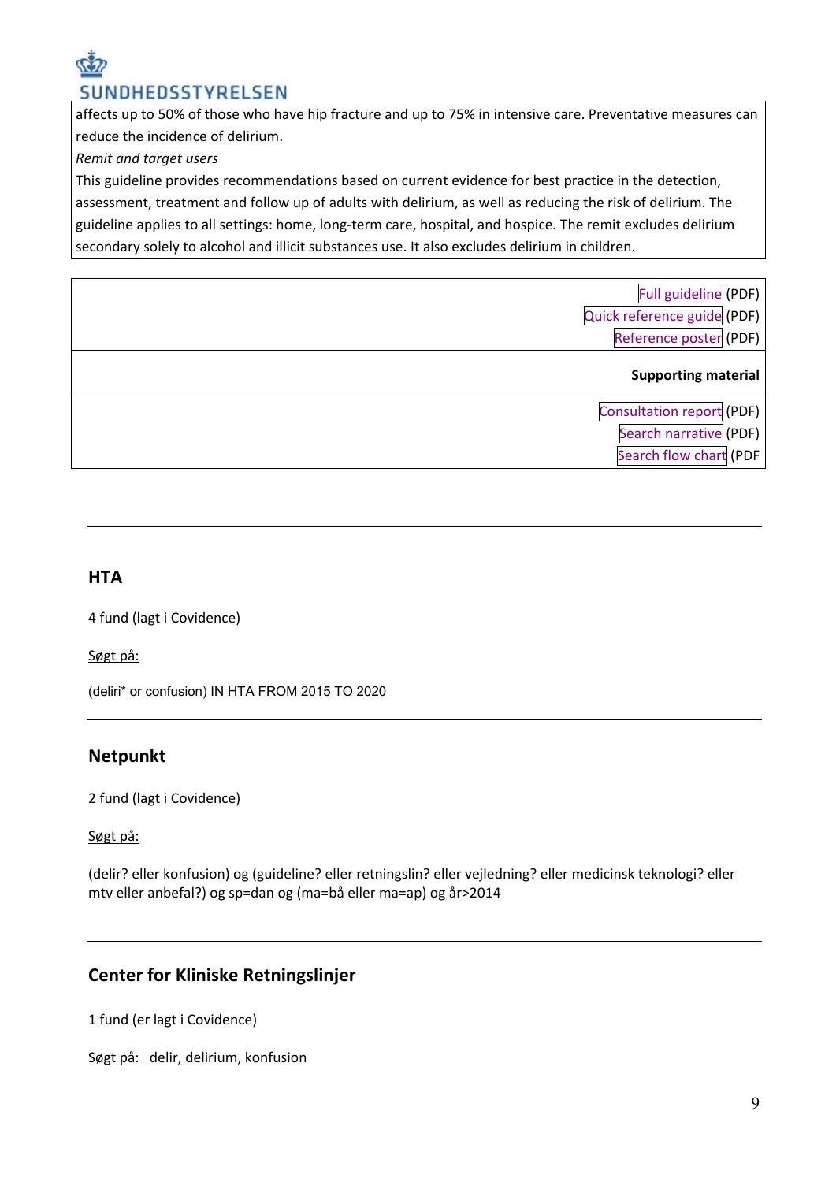affects up to 50% of those who have hip fracture and up to 75% in intensive care. Preventative measures can reduce the incidence of delirium.

*Remit and target users*

This guideline provides recommendations based on current evidence for best practice in the detection, assessment, treatment and follow up of adults with delirium, as well as reducing the risk of delirium. The guideline applies to all settings: home, long-term care, hospital, and hospice. The remit excludes delirium secondary solely to alcohol and illicit substances use. It also excludes delirium in children.

| |
|---|
| Full guideline (PDF)<br>Quick reference guide (PDF)<br>Reference poster (PDF) |
| **Supporting material** |
| Consultation report (PDF)<br>Search narrative (PDF)<br>Search flow chart (PDF |

## HTA

4 fund (lagt i Covidence)

Søgt på:

(deliri* or confusion) IN HTA FROM 2015 TO 2020

## Netpunkt

2 fund (lagt i Covidence)

Søgt på:

(delir? eller konfusion) og (guideline? eller retningslin? eller vejledning? eller medicinsk teknologi? eller mtv eller anbefal?) og sp=dan og (ma=bå eller ma=ap) og år>2014

## Center for Kliniske Retningslinjer

1 fund (er lagt i Covidence)

Søgt på: delir, delirium, konfusion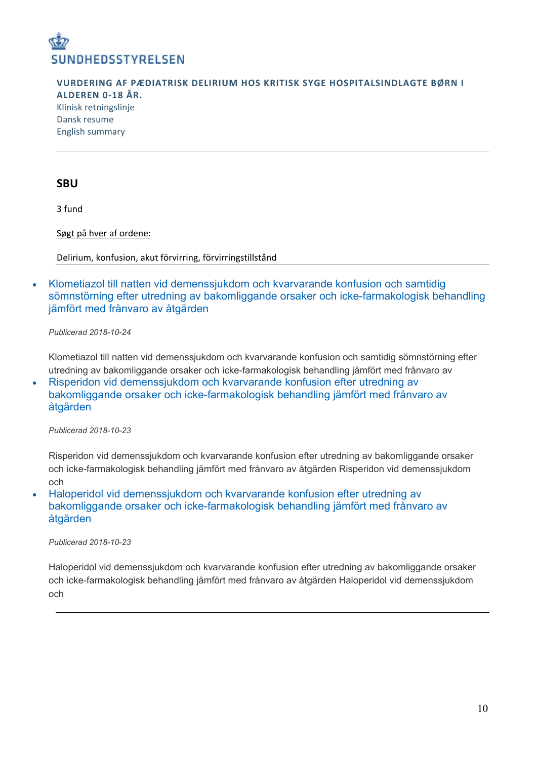SUNDHEDSSTYRELSEN

**VURDERING AF PÆDIATRISK DELIRIUM HOS KRITISK SYGE HOSPITALSINDLAGTE BØRN I ALDEREN 0-18 ÅR.**
Klinisk retningslinje
Dansk resume
English summary

---

## SBU

3 fund

Søgt på hver af ordene:

Delirium, konfusion, akut förvirring, förvirringstillstånd

---

- Klometiazol till natten vid demenssjukdom och kvarvarande konfusion och samtidig sömnstörning efter utredning av bakomliggande orsaker och icke-farmakologisk behandling jämfört med frånvaro av åtgärden

  *Publicerad 2018-10-24*

  Klometiazol till natten vid demenssjukdom och kvarvarande konfusion och samtidig sömnstörning efter utredning av bakomliggande orsaker och icke-farmakologisk behandling jämfört med frånvaro av

- Risperidon vid demenssjukdom och kvarvarande konfusion efter utredning av bakomliggande orsaker och icke-farmakologisk behandling jämfört med frånvaro av åtgärden

  *Publicerad 2018-10-23*

  Risperidon vid demenssjukdom och kvarvarande konfusion efter utredning av bakomliggande orsaker och icke-farmakologisk behandling jämfört med frånvaro av åtgärden Risperidon vid demenssjukdom och

- Haloperidol vid demenssjukdom och kvarvarande konfusion efter utredning av bakomliggande orsaker och icke-farmakologisk behandling jämfört med frånvaro av åtgärden

  *Publicerad 2018-10-23*

  Haloperidol vid demenssjukdom och kvarvarande konfusion efter utredning av bakomliggande orsaker och icke-farmakologisk behandling jämfört med frånvaro av åtgärden Haloperidol vid demenssjukdom och

---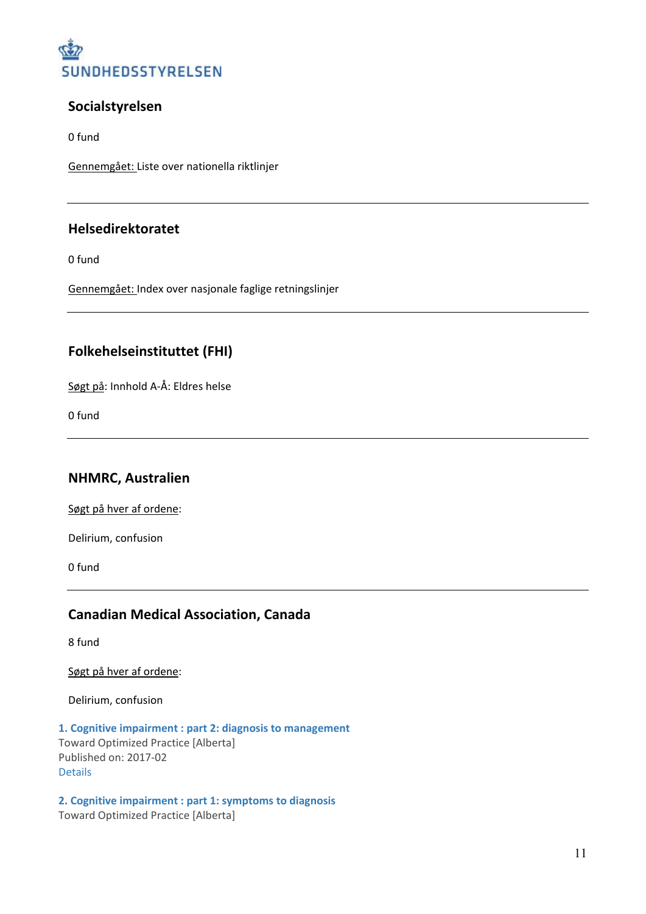SUNDHEDSSTYRELSEN

## Socialstyrelsen

0 fund

Gennemgået: Liste over nationella riktlinjer

---

## Helsedirektoratet

0 fund

Gennemgået: Index over nasjonale faglige retningslinjer

---

## Folkehelseinstituttet (FHI)

Søgt på: Innhold A-Å: Eldres helse

0 fund

---

## NHMRC, Australien

Søgt på hver af ordene:

Delirium, confusion

0 fund

---

## Canadian Medical Association, Canada

8 fund

Søgt på hver af ordene:

Delirium, confusion

**1. Cognitive impairment : part 2: diagnosis to management**
Toward Optimized Practice [Alberta]
Published on: 2017-02
Details

**2. Cognitive impairment : part 1: symptoms to diagnosis**
Toward Optimized Practice [Alberta]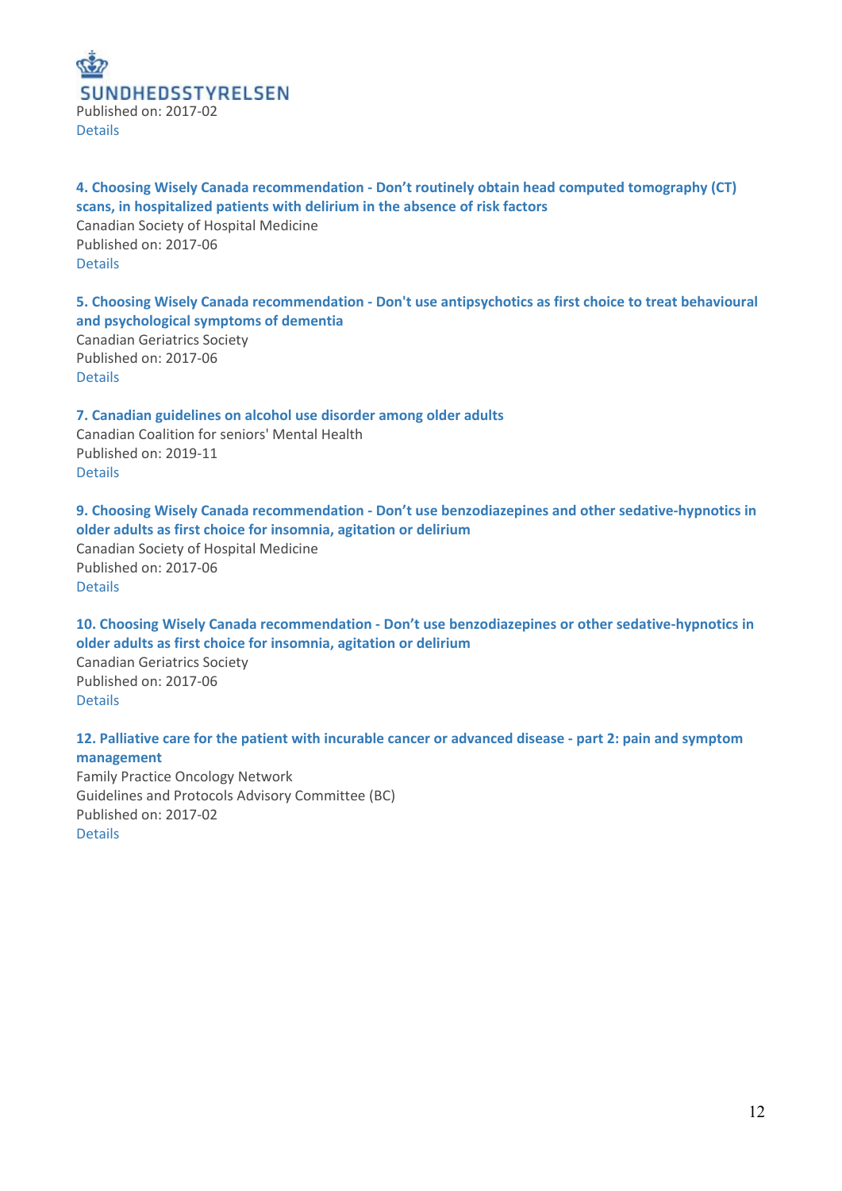SUNDHEDSSTYRELSEN
Published on: 2017-02
Details

**4. Choosing Wisely Canada recommendation - Don't routinely obtain head computed tomography (CT) scans, in hospitalized patients with delirium in the absence of risk factors**
Canadian Society of Hospital Medicine
Published on: 2017-06
Details

**5. Choosing Wisely Canada recommendation - Don't use antipsychotics as first choice to treat behavioural and psychological symptoms of dementia**
Canadian Geriatrics Society
Published on: 2017-06
Details

**7. Canadian guidelines on alcohol use disorder among older adults**
Canadian Coalition for seniors' Mental Health
Published on: 2019-11
Details

**9. Choosing Wisely Canada recommendation - Don't use benzodiazepines and other sedative-hypnotics in older adults as first choice for insomnia, agitation or delirium**
Canadian Society of Hospital Medicine
Published on: 2017-06
Details

**10. Choosing Wisely Canada recommendation - Don't use benzodiazepines or other sedative-hypnotics in older adults as first choice for insomnia, agitation or delirium**
Canadian Geriatrics Society
Published on: 2017-06
Details

**12. Palliative care for the patient with incurable cancer or advanced disease - part 2: pain and symptom management**
Family Practice Oncology Network
Guidelines and Protocols Advisory Committee (BC)
Published on: 2017-02
Details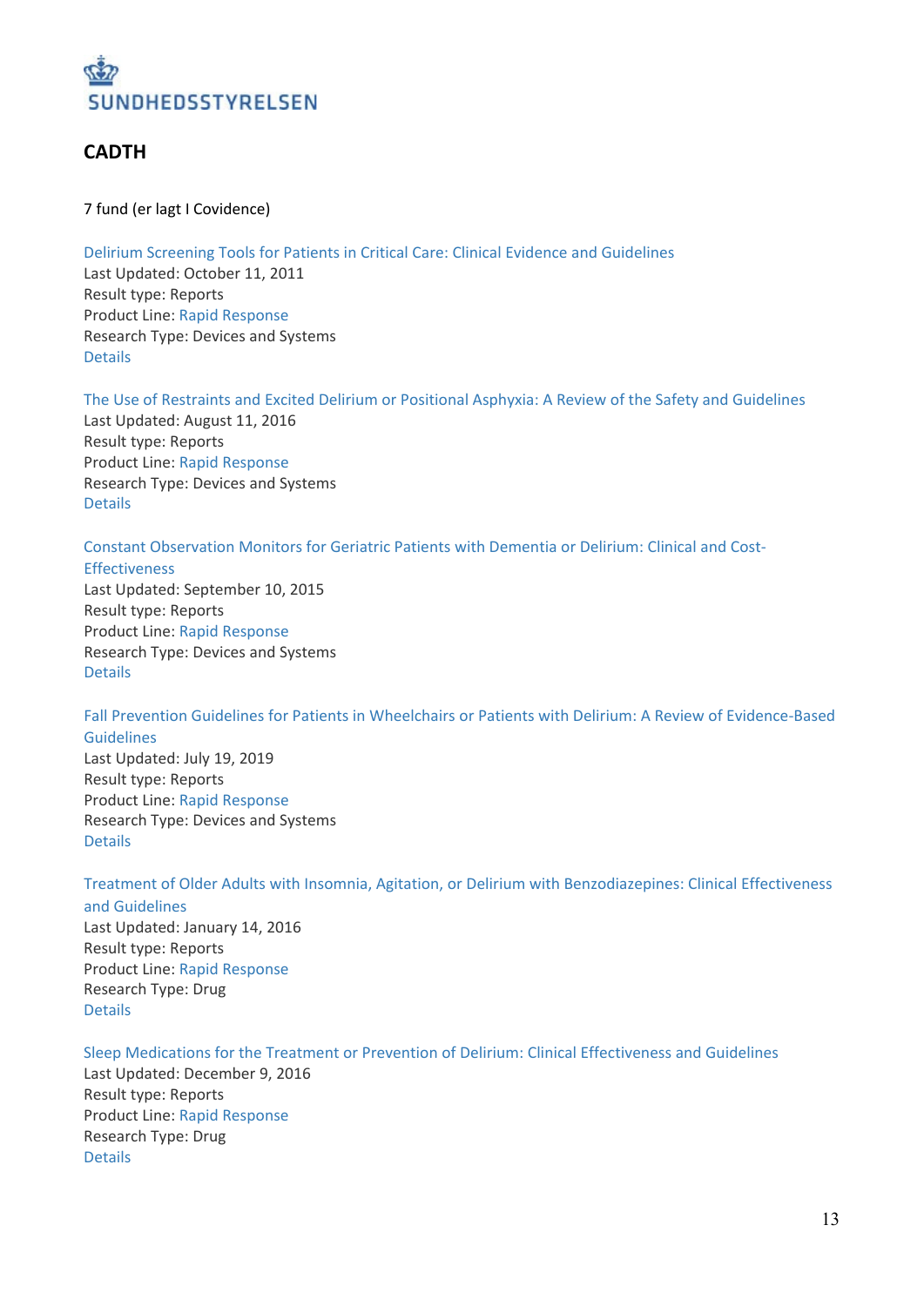SUNDHEDSSTYRELSEN

## CADTH

7 fund (er lagt I Covidence)

Delirium Screening Tools for Patients in Critical Care: Clinical Evidence and Guidelines
Last Updated: October 11, 2011
Result type: Reports
Product Line: Rapid Response
Research Type: Devices and Systems
Details

The Use of Restraints and Excited Delirium or Positional Asphyxia: A Review of the Safety and Guidelines
Last Updated: August 11, 2016
Result type: Reports
Product Line: Rapid Response
Research Type: Devices and Systems
Details

Constant Observation Monitors for Geriatric Patients with Dementia or Delirium: Clinical and Cost-Effectiveness
Last Updated: September 10, 2015
Result type: Reports
Product Line: Rapid Response
Research Type: Devices and Systems
Details

Fall Prevention Guidelines for Patients in Wheelchairs or Patients with Delirium: A Review of Evidence-Based Guidelines
Last Updated: July 19, 2019
Result type: Reports
Product Line: Rapid Response
Research Type: Devices and Systems
Details

Treatment of Older Adults with Insomnia, Agitation, or Delirium with Benzodiazepines: Clinical Effectiveness and Guidelines
Last Updated: January 14, 2016
Result type: Reports
Product Line: Rapid Response
Research Type: Drug
Details

Sleep Medications for the Treatment or Prevention of Delirium: Clinical Effectiveness and Guidelines
Last Updated: December 9, 2016
Result type: Reports
Product Line: Rapid Response
Research Type: Drug
Details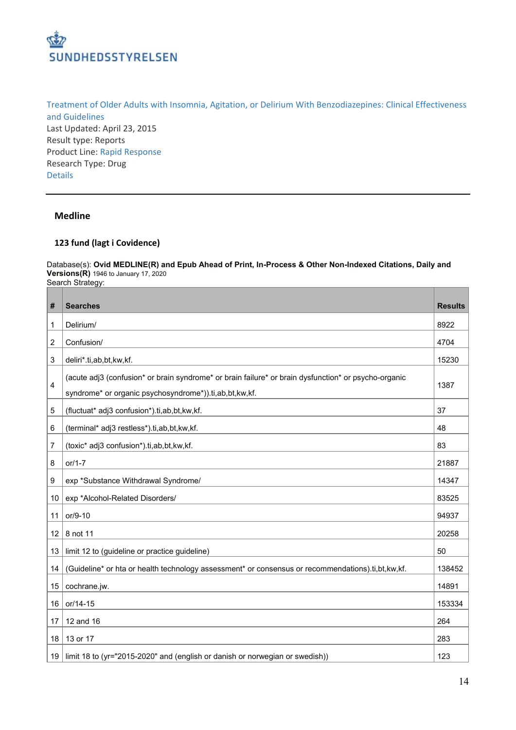SUNDHEDSSTYRELSEN

Treatment of Older Adults with Insomnia, Agitation, or Delirium With Benzodiazepines: Clinical Effectiveness and Guidelines
Last Updated: April 23, 2015
Result type: Reports
Product Line: Rapid Response
Research Type: Drug
Details

---

## Medline

### 123 fund (lagt i Covidence)

Database(s): **Ovid MEDLINE(R) and Epub Ahead of Print, In-Process & Other Non-Indexed Citations, Daily and Versions(R)** 1946 to January 17, 2020
Search Strategy:

| # | Searches | Results |
|---|---|---|
| 1 | Delirium/ | 8922 |
| 2 | Confusion/ | 4704 |
| 3 | deliri*.ti,ab,bt,kw,kf. | 15230 |
| 4 | (acute adj3 (confusion* or brain syndrome* or brain failure* or brain dysfunction* or psycho-organic syndrome* or organic psychosyndrome*)).ti,ab,bt,kw,kf. | 1387 |
| 5 | (fluctuat* adj3 confusion*).ti,ab,bt,kw,kf. | 37 |
| 6 | (terminal* adj3 restless*).ti,ab,bt,kw,kf. | 48 |
| 7 | (toxic* adj3 confusion*).ti,ab,bt,kw,kf. | 83 |
| 8 | or/1-7 | 21887 |
| 9 | exp *Substance Withdrawal Syndrome/ | 14347 |
| 10 | exp *Alcohol-Related Disorders/ | 83525 |
| 11 | or/9-10 | 94937 |
| 12 | 8 not 11 | 20258 |
| 13 | limit 12 to (guideline or practice guideline) | 50 |
| 14 | (Guideline* or hta or health technology assessment* or consensus or recommendations).ti,bt,kw,kf. | 138452 |
| 15 | cochrane.jw. | 14891 |
| 16 | or/14-15 | 153334 |
| 17 | 12 and 16 | 264 |
| 18 | 13 or 17 | 283 |
| 19 | limit 18 to (yr="2015-2020" and (english or danish or norwegian or swedish)) | 123 |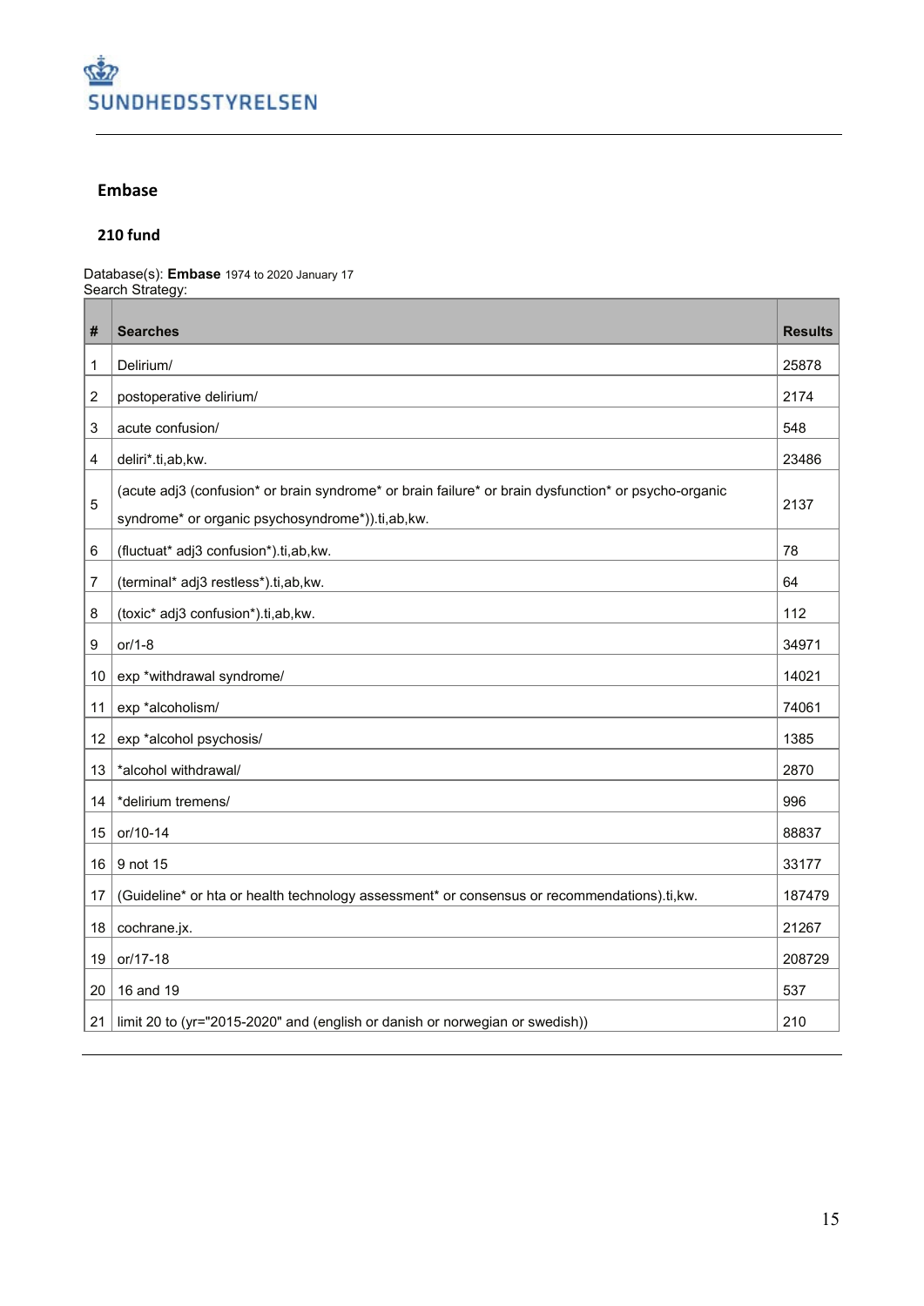## Embase

### 210 fund

Database(s): **Embase** 1974 to 2020 January 17
Search Strategy:

| # | Searches | Results |
|---|---|---|
| 1 | Delirium/ | 25878 |
| 2 | postoperative delirium/ | 2174 |
| 3 | acute confusion/ | 548 |
| 4 | deliri*.ti,ab,kw. | 23486 |
| 5 | (acute adj3 (confusion* or brain syndrome* or brain failure* or brain dysfunction* or psycho-organic syndrome* or organic psychosyndrome*)).ti,ab,kw. | 2137 |
| 6 | (fluctuat* adj3 confusion*).ti,ab,kw. | 78 |
| 7 | (terminal* adj3 restless*).ti,ab,kw. | 64 |
| 8 | (toxic* adj3 confusion*).ti,ab,kw. | 112 |
| 9 | or/1-8 | 34971 |
| 10 | exp *withdrawal syndrome/ | 14021 |
| 11 | exp *alcoholism/ | 74061 |
| 12 | exp *alcohol psychosis/ | 1385 |
| 13 | *alcohol withdrawal/ | 2870 |
| 14 | *delirium tremens/ | 996 |
| 15 | or/10-14 | 88837 |
| 16 | 9 not 15 | 33177 |
| 17 | (Guideline* or hta or health technology assessment* or consensus or recommendations).ti,kw. | 187479 |
| 18 | cochrane.jx. | 21267 |
| 19 | or/17-18 | 208729 |
| 20 | 16 and 19 | 537 |
| 21 | limit 20 to (yr="2015-2020" and (english or danish or norwegian or swedish)) | 210 |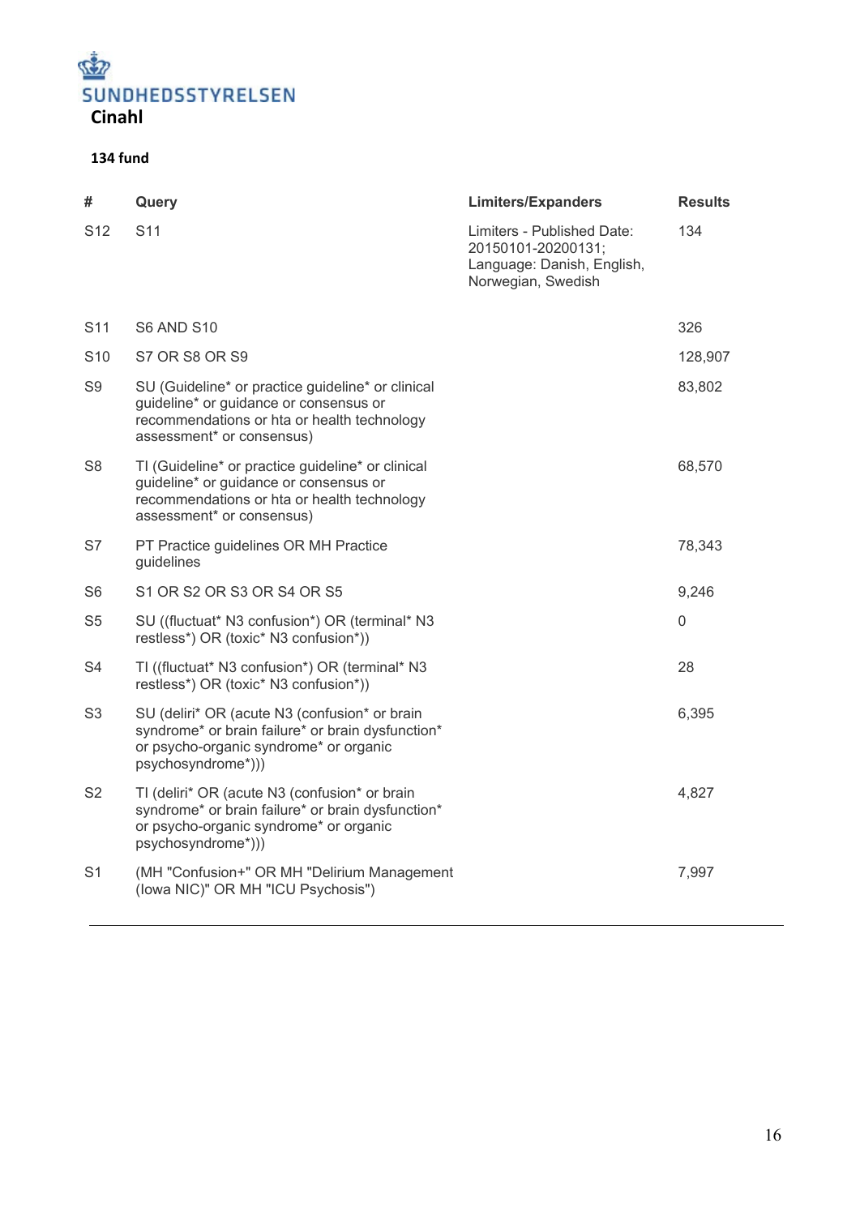SUNDHEDSSTYRELSEN

# Cinahl

**134 fund**

| # | Query | Limiters/Expanders | Results |
|---|---|---|---|
| S12 | S11 | Limiters - Published Date: 20150101-20200131; Language: Danish, English, Norwegian, Swedish | 134 |
| S11 | S6 AND S10 | | 326 |
| S10 | S7 OR S8 OR S9 | | 128,907 |
| S9 | SU (Guideline* or practice guideline* or clinical guideline* or guidance or consensus or recommendations or hta or health technology assessment* or consensus) | | 83,802 |
| S8 | TI (Guideline* or practice guideline* or clinical guideline* or guidance or consensus or recommendations or hta or health technology assessment* or consensus) | | 68,570 |
| S7 | PT Practice guidelines OR MH Practice guidelines | | 78,343 |
| S6 | S1 OR S2 OR S3 OR S4 OR S5 | | 9,246 |
| S5 | SU ((fluctuat* N3 confusion*) OR (terminal* N3 restless*) OR (toxic* N3 confusion*)) | | 0 |
| S4 | TI ((fluctuat* N3 confusion*) OR (terminal* N3 restless*) OR (toxic* N3 confusion*)) | | 28 |
| S3 | SU (deliri* OR (acute N3 (confusion* or brain syndrome* or brain failure* or brain dysfunction* or psycho-organic syndrome* or organic psychosyndrome*))) | | 6,395 |
| S2 | TI (deliri* OR (acute N3 (confusion* or brain syndrome* or brain failure* or brain dysfunction* or psycho-organic syndrome* or organic psychosyndrome*))) | | 4,827 |
| S1 | (MH "Confusion+" OR MH "Delirium Management (Iowa NIC)" OR MH "ICU Psychosis") | | 7,997 |